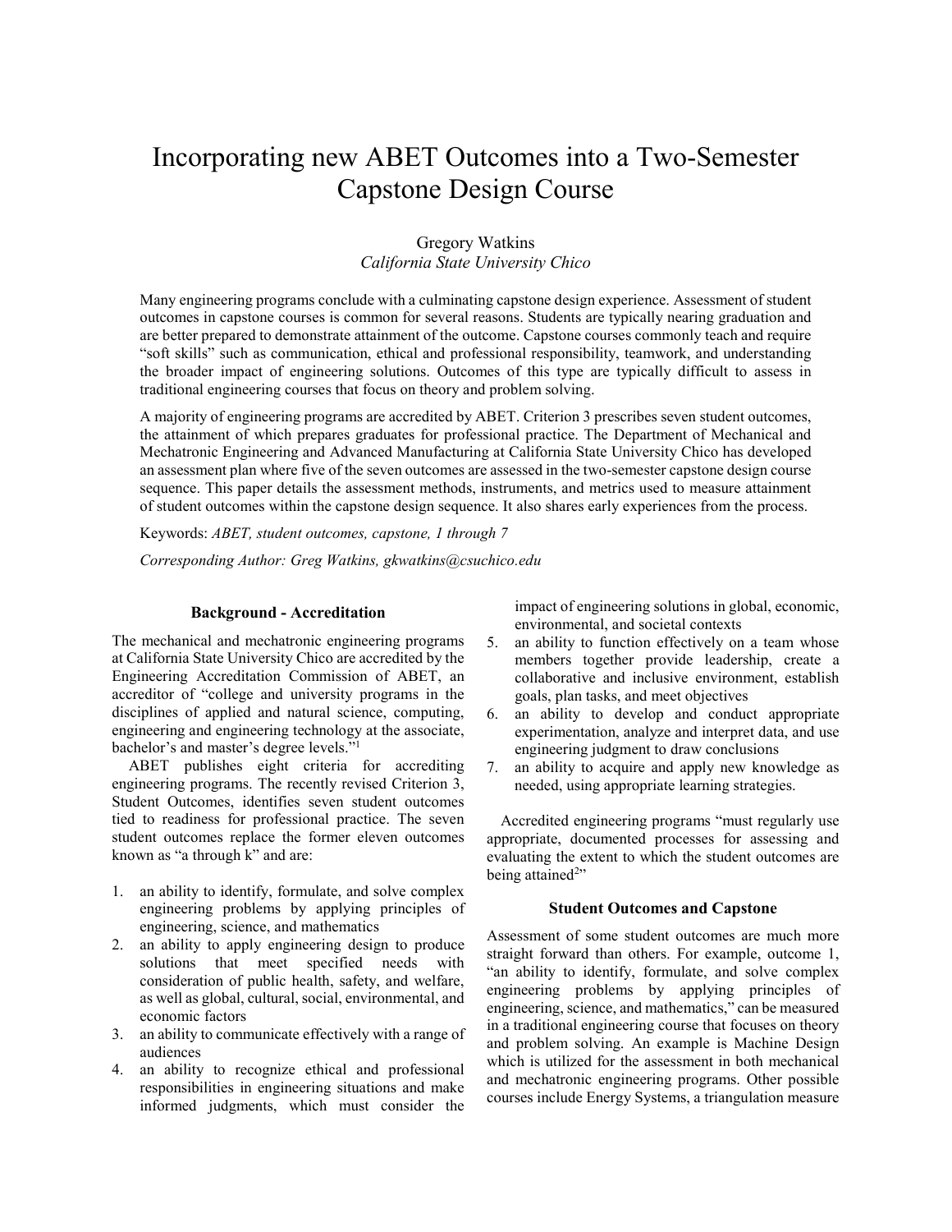# Incorporating new ABET Outcomes into a Two-Semester Capstone Design Course

Gregory Watkins
*California State University Chico*

Many engineering programs conclude with a culminating capstone design experience. Assessment of student outcomes in capstone courses is common for several reasons. Students are typically nearing graduation and are better prepared to demonstrate attainment of the outcome. Capstone courses commonly teach and require "soft skills" such as communication, ethical and professional responsibility, teamwork, and understanding the broader impact of engineering solutions. Outcomes of this type are typically difficult to assess in traditional engineering courses that focus on theory and problem solving.

A majority of engineering programs are accredited by ABET. Criterion 3 prescribes seven student outcomes, the attainment of which prepares graduates for professional practice. The Department of Mechanical and Mechatronic Engineering and Advanced Manufacturing at California State University Chico has developed an assessment plan where five of the seven outcomes are assessed in the two-semester capstone design course sequence. This paper details the assessment methods, instruments, and metrics used to measure attainment of student outcomes within the capstone design sequence. It also shares early experiences from the process.

Keywords: *ABET, student outcomes, capstone, 1 through 7*

*Corresponding Author: Greg Watkins, gkwatkins@csuchico.edu*

### Background - Accreditation

The mechanical and mechatronic engineering programs at California State University Chico are accredited by the Engineering Accreditation Commission of ABET, an accreditor of "college and university programs in the disciplines of applied and natural science, computing, engineering and engineering technology at the associate, bachelor's and master's degree levels."[1]

ABET publishes eight criteria for accrediting engineering programs. The recently revised Criterion 3, Student Outcomes, identifies seven student outcomes tied to readiness for professional practice. The seven student outcomes replace the former eleven outcomes known as "a through k" and are:

1. an ability to identify, formulate, and solve complex engineering problems by applying principles of engineering, science, and mathematics
2. an ability to apply engineering design to produce solutions that meet specified needs with consideration of public health, safety, and welfare, as well as global, cultural, social, environmental, and economic factors
3. an ability to communicate effectively with a range of audiences
4. an ability to recognize ethical and professional responsibilities in engineering situations and make informed judgments, which must consider the impact of engineering solutions in global, economic, environmental, and societal contexts
5. an ability to function effectively on a team whose members together provide leadership, create a collaborative and inclusive environment, establish goals, plan tasks, and meet objectives
6. an ability to develop and conduct appropriate experimentation, analyze and interpret data, and use engineering judgment to draw conclusions
7. an ability to acquire and apply new knowledge as needed, using appropriate learning strategies.

Accredited engineering programs "must regularly use appropriate, documented processes for assessing and evaluating the extent to which the student outcomes are being attained[2]"

### Student Outcomes and Capstone

Assessment of some student outcomes are much more straight forward than others. For example, outcome 1, "an ability to identify, formulate, and solve complex engineering problems by applying principles of engineering, science, and mathematics," can be measured in a traditional engineering course that focuses on theory and problem solving. An example is Machine Design which is utilized for the assessment in both mechanical and mechatronic engineering programs. Other possible courses include Energy Systems, a triangulation measure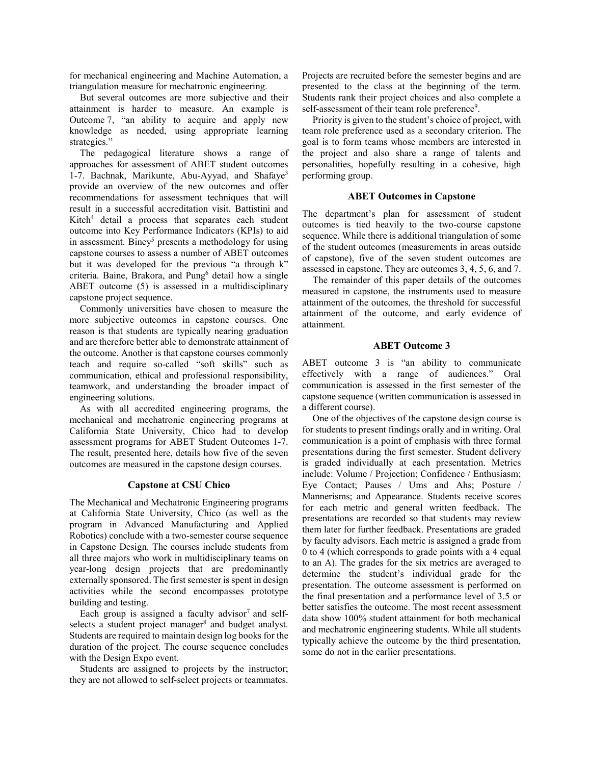for mechanical engineering and Machine Automation, a triangulation measure for mechatronic engineering.

But several outcomes are more subjective and their attainment is harder to measure. An example is Outcome 7, "an ability to acquire and apply new knowledge as needed, using appropriate learning strategies."

The pedagogical literature shows a range of approaches for assessment of ABET student outcomes 1-7. Bachnak, Marikunte, Abu-Ayyad, and Shafaye[3] provide an overview of the new outcomes and offer recommendations for assessment techniques that will result in a successful accreditation visit. Battistini and Kitch[4] detail a process that separates each student outcome into Key Performance Indicators (KPIs) to aid in assessment. Biney[5] presents a methodology for using capstone courses to assess a number of ABET outcomes but it was developed for the previous "a through k" criteria. Baine, Brakora, and Pung[6] detail how a single ABET outcome (5) is assessed in a multidisciplinary capstone project sequence.

Commonly universities have chosen to measure the more subjective outcomes in capstone courses. One reason is that students are typically nearing graduation and are therefore better able to demonstrate attainment of the outcome. Another is that capstone courses commonly teach and require so-called "soft skills" such as communication, ethical and professional responsibility, teamwork, and understanding the broader impact of engineering solutions.

As with all accredited engineering programs, the mechanical and mechatronic engineering programs at California State University, Chico had to develop assessment programs for ABET Student Outcomes 1-7. The result, presented here, details how five of the seven outcomes are measured in the capstone design courses.

## Capstone at CSU Chico

The Mechanical and Mechatronic Engineering programs at California State University, Chico (as well as the program in Advanced Manufacturing and Applied Robotics) conclude with a two-semester course sequence in Capstone Design. The courses include students from all three majors who work in multidisciplinary teams on year-long design projects that are predominantly externally sponsored. The first semester is spent in design activities while the second encompasses prototype building and testing.

Each group is assigned a faculty advisor[7] and self-selects a student project manager[8] and budget analyst. Students are required to maintain design log books for the duration of the project. The course sequence concludes with the Design Expo event.

Students are assigned to projects by the instructor; they are not allowed to self-select projects or teammates. Projects are recruited before the semester begins and are presented to the class at the beginning of the term. Students rank their project choices and also complete a self-assessment of their team role preference[9].

Priority is given to the student's choice of project, with team role preference used as a secondary criterion. The goal is to form teams whose members are interested in the project and also share a range of talents and personalities, hopefully resulting in a cohesive, high performing group.

## ABET Outcomes in Capstone

The department's plan for assessment of student outcomes is tied heavily to the two-course capstone sequence. While there is additional triangulation of some of the student outcomes (measurements in areas outside of capstone), five of the seven student outcomes are assessed in capstone. They are outcomes 3, 4, 5, 6, and 7.

The remainder of this paper details of the outcomes measured in capstone, the instruments used to measure attainment of the outcomes, the threshold for successful attainment of the outcome, and early evidence of attainment.

## ABET Outcome 3

ABET outcome 3 is "an ability to communicate effectively with a range of audiences." Oral communication is assessed in the first semester of the capstone sequence (written communication is assessed in a different course).

One of the objectives of the capstone design course is for students to present findings orally and in writing. Oral communication is a point of emphasis with three formal presentations during the first semester. Student delivery is graded individually at each presentation. Metrics include: Volume / Projection; Confidence / Enthusiasm; Eye Contact; Pauses / Ums and Ahs; Posture / Mannerisms; and Appearance. Students receive scores for each metric and general written feedback. The presentations are recorded so that students may review them later for further feedback. Presentations are graded by faculty advisors. Each metric is assigned a grade from 0 to 4 (which corresponds to grade points with a 4 equal to an A). The grades for the six metrics are averaged to determine the student's individual grade for the presentation. The outcome assessment is performed on the final presentation and a performance level of 3.5 or better satisfies the outcome. The most recent assessment data show 100% student attainment for both mechanical and mechatronic engineering students. While all students typically achieve the outcome by the third presentation, some do not in the earlier presentations.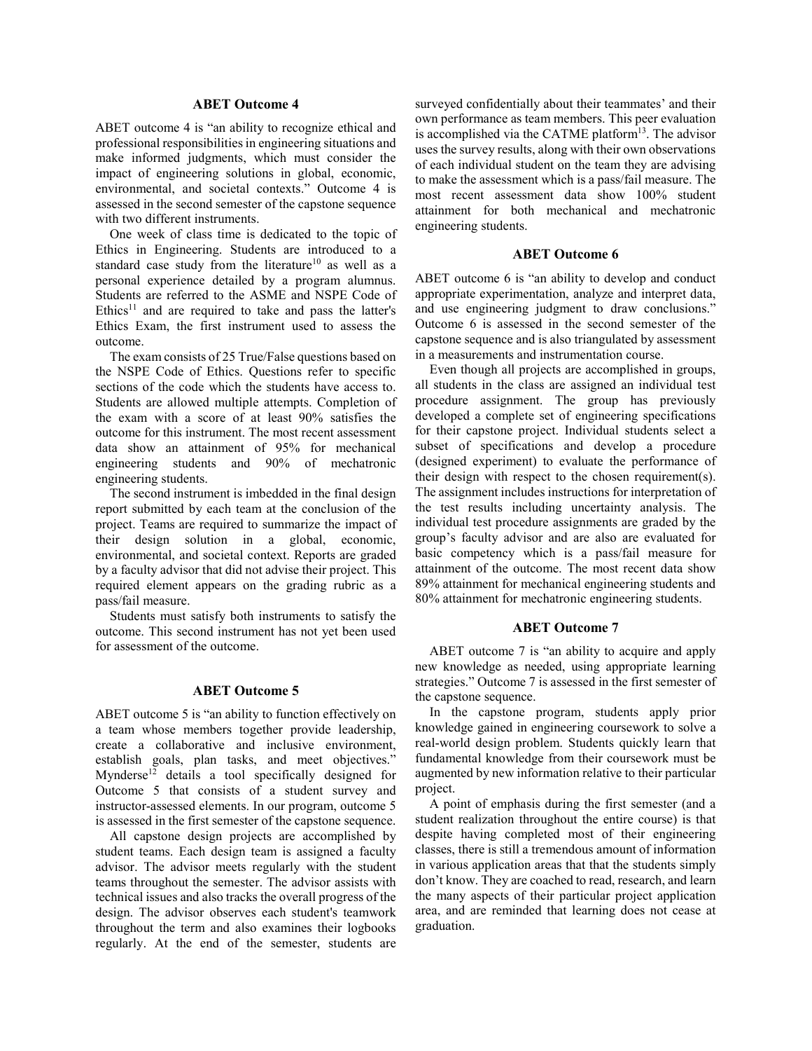### ABET Outcome 4

ABET outcome 4 is "an ability to recognize ethical and professional responsibilities in engineering situations and make informed judgments, which must consider the impact of engineering solutions in global, economic, environmental, and societal contexts." Outcome 4 is assessed in the second semester of the capstone sequence with two different instruments.

One week of class time is dedicated to the topic of Ethics in Engineering. Students are introduced to a standard case study from the literature[10] as well as a personal experience detailed by a program alumnus. Students are referred to the ASME and NSPE Code of Ethics[11] and are required to take and pass the latter's Ethics Exam, the first instrument used to assess the outcome.

The exam consists of 25 True/False questions based on the NSPE Code of Ethics. Questions refer to specific sections of the code which the students have access to. Students are allowed multiple attempts. Completion of the exam with a score of at least 90% satisfies the outcome for this instrument. The most recent assessment data show an attainment of 95% for mechanical engineering students and 90% of mechatronic engineering students.

The second instrument is imbedded in the final design report submitted by each team at the conclusion of the project. Teams are required to summarize the impact of their design solution in a global, economic, environmental, and societal context. Reports are graded by a faculty advisor that did not advise their project. This required element appears on the grading rubric as a pass/fail measure.

Students must satisfy both instruments to satisfy the outcome. This second instrument has not yet been used for assessment of the outcome.

### ABET Outcome 5

ABET outcome 5 is "an ability to function effectively on a team whose members together provide leadership, create a collaborative and inclusive environment, establish goals, plan tasks, and meet objectives." Mynderse[12] details a tool specifically designed for Outcome 5 that consists of a student survey and instructor-assessed elements. In our program, outcome 5 is assessed in the first semester of the capstone sequence.

All capstone design projects are accomplished by student teams. Each design team is assigned a faculty advisor. The advisor meets regularly with the student teams throughout the semester. The advisor assists with technical issues and also tracks the overall progress of the design. The advisor observes each student's teamwork throughout the term and also examines their logbooks regularly. At the end of the semester, students are surveyed confidentially about their teammates' and their own performance as team members. This peer evaluation is accomplished via the CATME platform[13]. The advisor uses the survey results, along with their own observations of each individual student on the team they are advising to make the assessment which is a pass/fail measure. The most recent assessment data show 100% student attainment for both mechanical and mechatronic engineering students.

### ABET Outcome 6

ABET outcome 6 is "an ability to develop and conduct appropriate experimentation, analyze and interpret data, and use engineering judgment to draw conclusions." Outcome 6 is assessed in the second semester of the capstone sequence and is also triangulated by assessment in a measurements and instrumentation course.

Even though all projects are accomplished in groups, all students in the class are assigned an individual test procedure assignment. The group has previously developed a complete set of engineering specifications for their capstone project. Individual students select a subset of specifications and develop a procedure (designed experiment) to evaluate the performance of their design with respect to the chosen requirement(s). The assignment includes instructions for interpretation of the test results including uncertainty analysis. The individual test procedure assignments are graded by the group's faculty advisor and are also are evaluated for basic competency which is a pass/fail measure for attainment of the outcome. The most recent data show 89% attainment for mechanical engineering students and 80% attainment for mechatronic engineering students.

### ABET Outcome 7

ABET outcome 7 is "an ability to acquire and apply new knowledge as needed, using appropriate learning strategies." Outcome 7 is assessed in the first semester of the capstone sequence.

In the capstone program, students apply prior knowledge gained in engineering coursework to solve a real-world design problem. Students quickly learn that fundamental knowledge from their coursework must be augmented by new information relative to their particular project.

A point of emphasis during the first semester (and a student realization throughout the entire course) is that despite having completed most of their engineering classes, there is still a tremendous amount of information in various application areas that that the students simply don't know. They are coached to read, research, and learn the many aspects of their particular project application area, and are reminded that learning does not cease at graduation.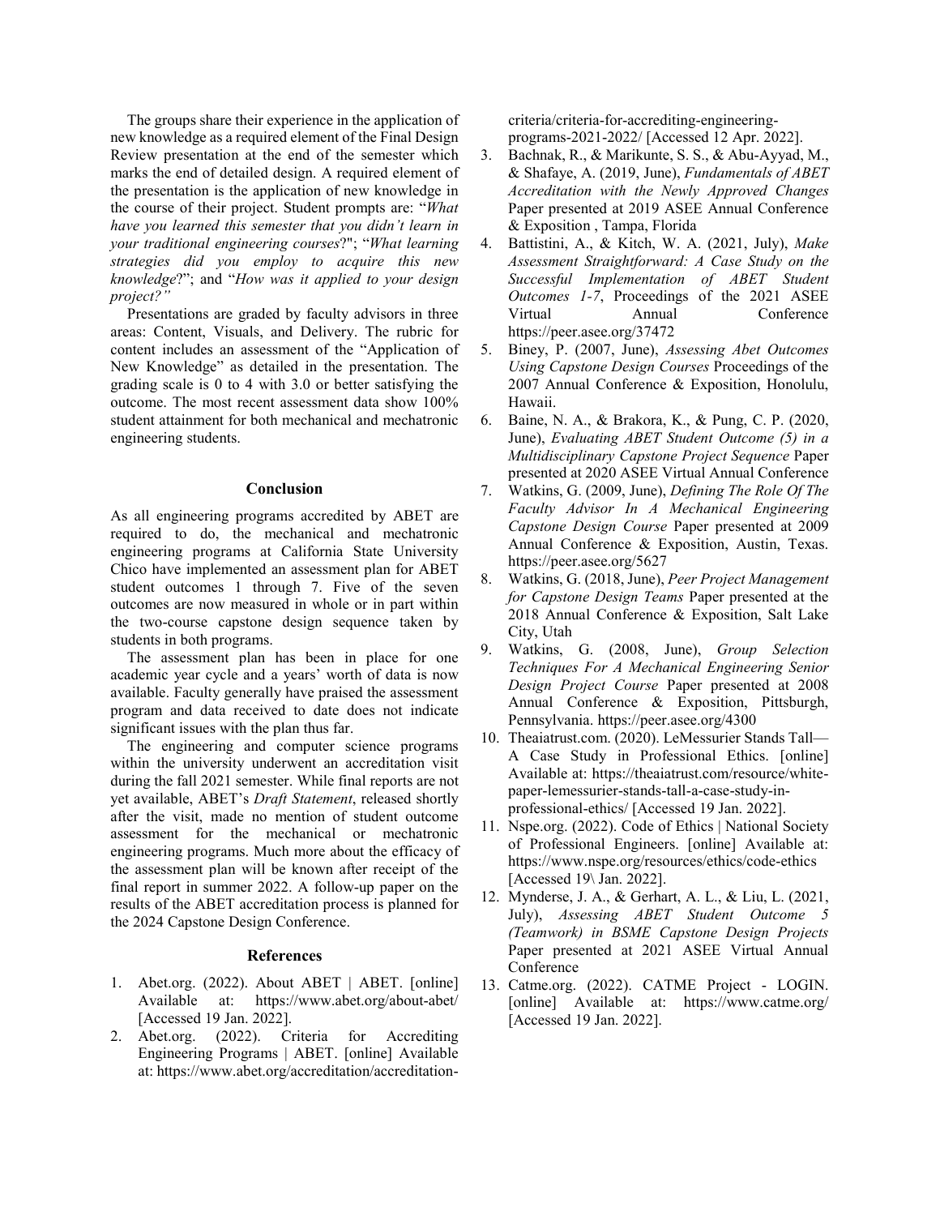The groups share their experience in the application of new knowledge as a required element of the Final Design Review presentation at the end of the semester which marks the end of detailed design. A required element of the presentation is the application of new knowledge in the course of their project. Student prompts are: "*What have you learned this semester that you didn't learn in your traditional engineering courses*?"; "*What learning strategies did you employ to acquire this new knowledge*?"; and "*How was it applied to your design project?"*

Presentations are graded by faculty advisors in three areas: Content, Visuals, and Delivery. The rubric for content includes an assessment of the "Application of New Knowledge" as detailed in the presentation. The grading scale is 0 to 4 with 3.0 or better satisfying the outcome. The most recent assessment data show 100% student attainment for both mechanical and mechatronic engineering students.

### Conclusion

As all engineering programs accredited by ABET are required to do, the mechanical and mechatronic engineering programs at California State University Chico have implemented an assessment plan for ABET student outcomes 1 through 7. Five of the seven outcomes are now measured in whole or in part within the two-course capstone design sequence taken by students in both programs.

The assessment plan has been in place for one academic year cycle and a years' worth of data is now available. Faculty generally have praised the assessment program and data received to date does not indicate significant issues with the plan thus far.

The engineering and computer science programs within the university underwent an accreditation visit during the fall 2021 semester. While final reports are not yet available, ABET's *Draft Statement*, released shortly after the visit, made no mention of student outcome assessment for the mechanical or mechatronic engineering programs. Much more about the efficacy of the assessment plan will be known after receipt of the final report in summer 2022. A follow-up paper on the results of the ABET accreditation process is planned for the 2024 Capstone Design Conference.

### References

1. Abet.org. (2022). About ABET | ABET. [online] Available at: https://www.abet.org/about-abet/ [Accessed 19 Jan. 2022].
2. Abet.org. (2022). Criteria for Accrediting Engineering Programs | ABET. [online] Available at: https://www.abet.org/accreditation/accreditation-criteria/criteria-for-accrediting-engineering-programs-2021-2022/ [Accessed 12 Apr. 2022].
3. Bachnak, R., & Marikunte, S. S., & Abu-Ayyad, M., & Shafaye, A. (2019, June), *Fundamentals of ABET Accreditation with the Newly Approved Changes* Paper presented at 2019 ASEE Annual Conference & Exposition , Tampa, Florida
4. Battistini, A., & Kitch, W. A. (2021, July), *Make Assessment Straightforward: A Case Study on the Successful Implementation of ABET Student Outcomes 1-7*, Proceedings of the 2021 ASEE Virtual Annual Conference https://peer.asee.org/37472
5. Biney, P. (2007, June), *Assessing Abet Outcomes Using Capstone Design Courses* Proceedings of the 2007 Annual Conference & Exposition, Honolulu, Hawaii.
6. Baine, N. A., & Brakora, K., & Pung, C. P. (2020, June), *Evaluating ABET Student Outcome (5) in a Multidisciplinary Capstone Project Sequence* Paper presented at 2020 ASEE Virtual Annual Conference
7. Watkins, G. (2009, June), *Defining The Role Of The Faculty Advisor In A Mechanical Engineering Capstone Design Course* Paper presented at 2009 Annual Conference & Exposition, Austin, Texas. https://peer.asee.org/5627
8. Watkins, G. (2018, June), *Peer Project Management for Capstone Design Teams* Paper presented at the 2018 Annual Conference & Exposition, Salt Lake City, Utah
9. Watkins, G. (2008, June), *Group Selection Techniques For A Mechanical Engineering Senior Design Project Course* Paper presented at 2008 Annual Conference & Exposition, Pittsburgh, Pennsylvania. https://peer.asee.org/4300
10. Theaiatrust.com. (2020). LeMessurier Stands Tall—A Case Study in Professional Ethics. [online] Available at: https://theaiatrust.com/resource/white-paper-lemessurier-stands-tall-a-case-study-in-professional-ethics/ [Accessed 19 Jan. 2022].
11. Nspe.org. (2022). Code of Ethics | National Society of Professional Engineers. [online] Available at: https://www.nspe.org/resources/ethics/code-ethics [Accessed 19\ Jan. 2022].
12. Mynderse, J. A., & Gerhart, A. L., & Liu, L. (2021, July), *Assessing ABET Student Outcome 5 (Teamwork) in BSME Capstone Design Projects* Paper presented at 2021 ASEE Virtual Annual Conference
13. Catme.org. (2022). CATME Project - LOGIN. [online] Available at: https://www.catme.org/ [Accessed 19 Jan. 2022].